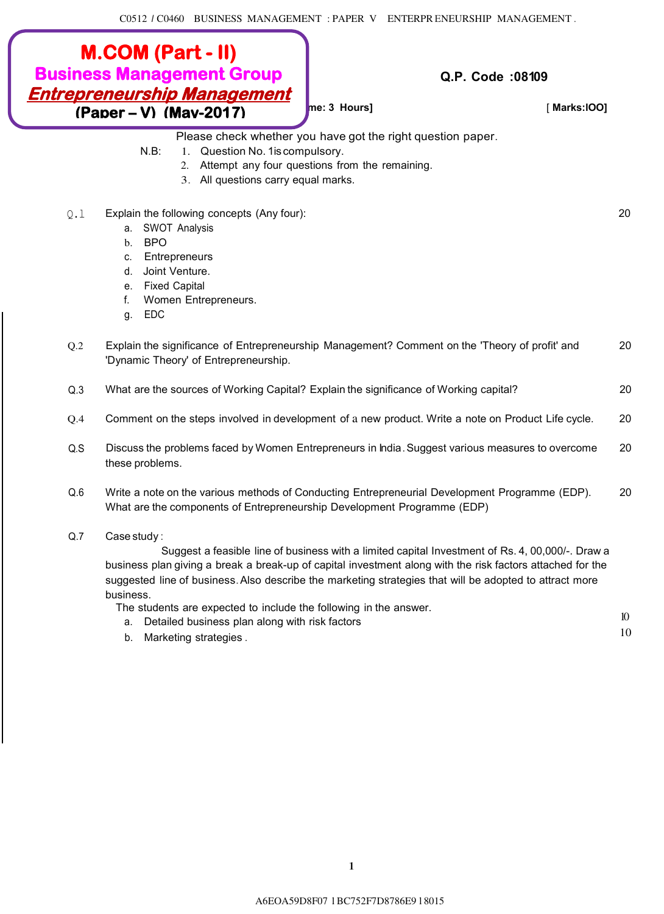C0512 / C0460 BUSINESS MANAGEMENT : PAPER V ENTERPRENEURSHIP MANAGEMENT .

# M.COM (Part - II)
## Business Management Group
## *Entrepreneurship Management*
**(Paper – V) (May-2017)**

**Q.P. Code :08109**

**me: 3 Hours]** **[ Marks:lOO]**

Please check whether you have got the right question paper.

N.B:
1. Question No. 1is compulsory.
2. Attempt any four questions from the remaining.
3. All questions carry equal marks.

Q.1 Explain the following concepts (Any four): **20**

a. SWOT Analysis
b. BPO
c. Entrepreneurs
d. Joint Venture.
e. Fixed Capital
f. Women Entrepreneurs.
g. EDC

Q.2 Explain the significance of Entrepreneurship Management? Comment on the 'Theory of profit' and 'Dynamic Theory' of Entrepreneurship. **20**

Q.3 What are the sources of Working Capital? Explain the significance of Working capital? **20**

Q.4 Comment on the steps involved in development of a new product. Write a note on Product Life cycle. **20**

Q.S Discuss the problems faced by Women Entrepreneurs in India. Suggest various measures to overcome these problems. **20**

Q.6 Write a note on the various methods of Conducting Entrepreneurial Development Programme (EDP). What are the components of Entrepreneurship Development Programme (EDP) **20**

Q.7 Case study :

Suggest a feasible line of business with a limited capital Investment of Rs. 4, 00,000/-. Draw a business plan giving a break a break-up of capital investment along with the risk factors attached for the suggested line of business. Also describe the marketing strategies that will be adopted to attract more business.

The students are expected to include the following in the answer.

a. Detailed business plan along with risk factors **l0**
b. Marketing strategies . **10**

A6EOA59D8F07 1BC752F7D8786E9 18015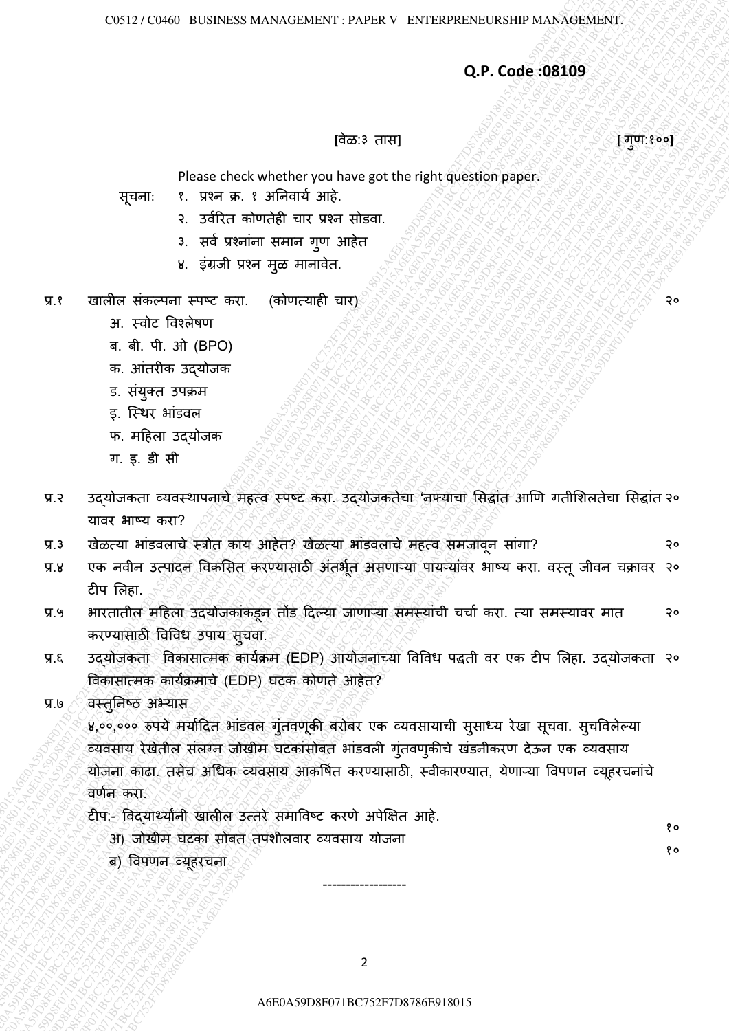**Q.P. Code :08109**

[वेळ:३ तास] [गुण:१००]

Please check whether you have got the right question paper.

सूचना:
१. प्रश्न क्र. १ अनिवार्य आहे.
२. उर्वरित कोणतेही चार प्रश्न सोडवा.
३. सर्व प्रश्नांना समान गुण आहेत
४. इंग्रजी प्रश्न मुळ मानावेत.

प्र.१ खालील संकल्पना स्पष्ट करा. (कोणत्याही चार) २०

अ. स्वोट विश्लेषण
ब. बी. पी. ओ (BPO)
क. आंतरीक उद्योजक
ड. संयुक्त उपक्रम
इ. स्थिर भांडवल
फ. महिला उद्योजक
ग. इ. डी सी

प्र.२ उद्योजकता व्यवस्थापनाचे महत्व स्पष्ट करा. उद्योजकतेचा 'नफ्याचा सिद्धांत आणि गतीशिलतेचा सिद्धांत यावर भाष्य करा? २०

प्र.३ खेळत्या भांडवलाचे स्त्रोत काय आहेत? खेळत्या भांडवलाचे महत्व समजावून सांगा? २०

प्र.४ एक नवीन उत्पादन विकसित करण्यासाठी अंतर्भूत असणाऱ्या पायऱ्यांवर भाष्य करा. वस्तू जीवन चक्रावर टीप लिहा. २०

प्र.५ भारतातील महिला उदयोजकांकडून तोंड दिल्या जाणाऱ्या समस्यांची चर्चा करा. त्या समस्यावर मात करण्यासाठी विविध उपाय सुचवा. २०

प्र.६ उद्योजकता विकासात्मक कार्यक्रम (EDP) आयोजनाच्या विविध पद्धती वर एक टीप लिहा. उद्योजकता विकासात्मक कार्यक्रमाचे (EDP) घटक कोणते आहेत? २०

प्र.७ वस्तुनिष्ठ अभ्यास

४,००,००० रुपये मर्यादित भांडवल गुंतवणूकी बरोबर एक व्यवसायाची सुसाध्य रेखा सूचवा. सुचविलेल्या व्यवसाय रेखेतील संलग्न जोखीम घटकांसोबत भांडवली गुंतवणुकीचे खंडनीकरण देऊन एक व्यवसाय योजना काढा. तसेच अधिक व्यवसाय आकर्षित करण्यासाठी, स्वीकारण्यात, येणाऱ्या विपणन व्यूहरचनांचे वर्णन करा.

टीप:- विद्यार्थ्यांनी खालील उत्तरे समाविष्ट करणे अपेक्षित आहे.

अ) जोखीम घटका सोबत तपशीलवार व्यवसाय योजना १०

ब) विपणन व्यूहरचना १०

-----------------